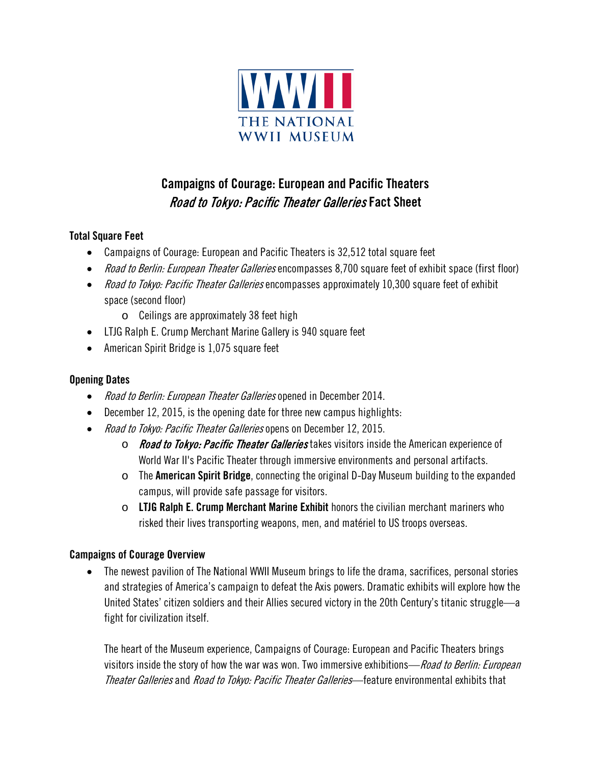THE NATIONAL WWII MUSEUM

# Campaigns of Courage: European and Pacific Theaters
## *Road to Tokyo: Pacific Theater Galleries* Fact Sheet

**Total Square Feet**

- Campaigns of Courage: European and Pacific Theaters is 32,512 total square feet
- *Road to Berlin: European Theater Galleries* encompasses 8,700 square feet of exhibit space (first floor)
- *Road to Tokyo: Pacific Theater Galleries* encompasses approximately 10,300 square feet of exhibit space (second floor)
    - Ceilings are approximately 38 feet high
- LTJG Ralph E. Crump Merchant Marine Gallery is 940 square feet
- American Spirit Bridge is 1,075 square feet

**Opening Dates**

- *Road to Berlin: European Theater Galleries* opened in December 2014.
- December 12, 2015, is the opening date for three new campus highlights:
- *Road to Tokyo: Pacific Theater Galleries* opens on December 12, 2015.
    - ***Road to Tokyo: Pacific Theater Galleries*** takes visitors inside the American experience of World War II's Pacific Theater through immersive environments and personal artifacts.
    - The **American Spirit Bridge**, connecting the original D-Day Museum building to the expanded campus, will provide safe passage for visitors.
    - **LTJG Ralph E. Crump Merchant Marine Exhibit** honors the civilian merchant mariners who risked their lives transporting weapons, men, and matériel to US troops overseas.

**Campaigns of Courage Overview**

- The newest pavilion of The National WWII Museum brings to life the drama, sacrifices, personal stories and strategies of America's campaign to defeat the Axis powers. Dramatic exhibits will explore how the United States' citizen soldiers and their Allies secured victory in the 20th Century's titanic struggle—a fight for civilization itself.

  The heart of the Museum experience, Campaigns of Courage: European and Pacific Theaters brings visitors inside the story of how the war was won. Two immersive exhibitions—*Road to Berlin: European Theater Galleries* and *Road to Tokyo: Pacific Theater Galleries*—feature environmental exhibits that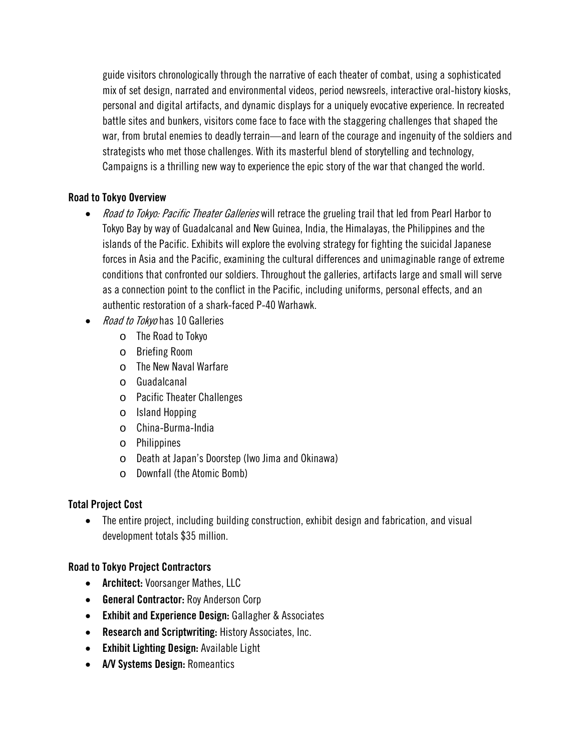guide visitors chronologically through the narrative of each theater of combat, using a sophisticated mix of set design, narrated and environmental videos, period newsreels, interactive oral-history kiosks, personal and digital artifacts, and dynamic displays for a uniquely evocative experience. In recreated battle sites and bunkers, visitors come face to face with the staggering challenges that shaped the war, from brutal enemies to deadly terrain—and learn of the courage and ingenuity of the soldiers and strategists who met those challenges. With its masterful blend of storytelling and technology, Campaigns is a thrilling new way to experience the epic story of the war that changed the world.

**Road to Tokyo Overview**

- *Road to Tokyo: Pacific Theater Galleries* will retrace the grueling trail that led from Pearl Harbor to Tokyo Bay by way of Guadalcanal and New Guinea, India, the Himalayas, the Philippines and the islands of the Pacific. Exhibits will explore the evolving strategy for fighting the suicidal Japanese forces in Asia and the Pacific, examining the cultural differences and unimaginable range of extreme conditions that confronted our soldiers. Throughout the galleries, artifacts large and small will serve as a connection point to the conflict in the Pacific, including uniforms, personal effects, and an authentic restoration of a shark-faced P-40 Warhawk.
- *Road to Tokyo* has 10 Galleries
  - The Road to Tokyo
  - Briefing Room
  - The New Naval Warfare
  - Guadalcanal
  - Pacific Theater Challenges
  - Island Hopping
  - China-Burma-India
  - Philippines
  - Death at Japan's Doorstep (Iwo Jima and Okinawa)
  - Downfall (the Atomic Bomb)

**Total Project Cost**

- The entire project, including building construction, exhibit design and fabrication, and visual development totals $35 million.

**Road to Tokyo Project Contractors**

- **Architect:** Voorsanger Mathes, LLC
- **General Contractor:** Roy Anderson Corp
- **Exhibit and Experience Design:** Gallagher & Associates
- **Research and Scriptwriting:** History Associates, Inc.
- **Exhibit Lighting Design:** Available Light
- **A/V Systems Design:** Romeantics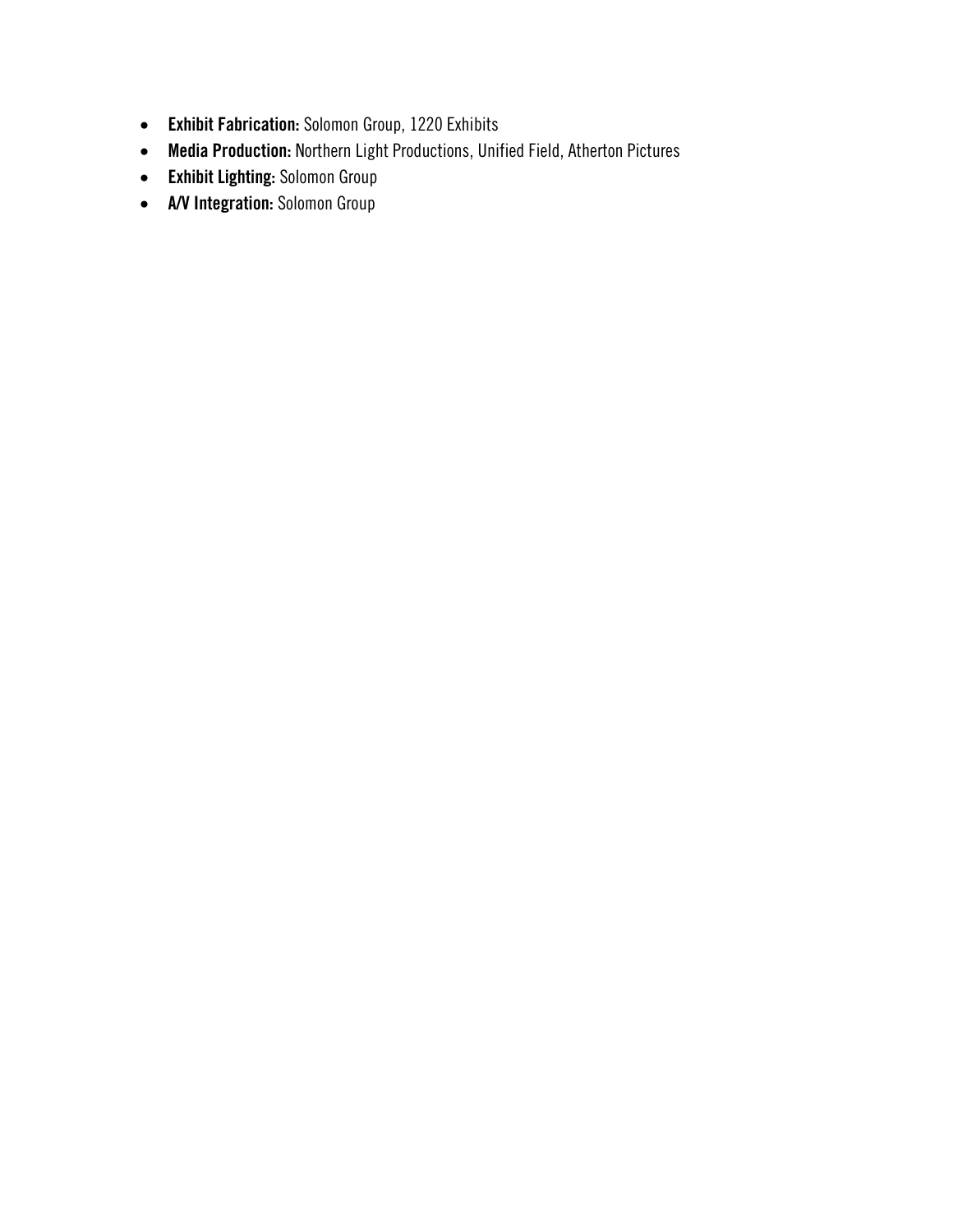- **Exhibit Fabrication:** Solomon Group, 1220 Exhibits
- **Media Production:** Northern Light Productions, Unified Field, Atherton Pictures
- **Exhibit Lighting:** Solomon Group
- **A/V Integration:** Solomon Group